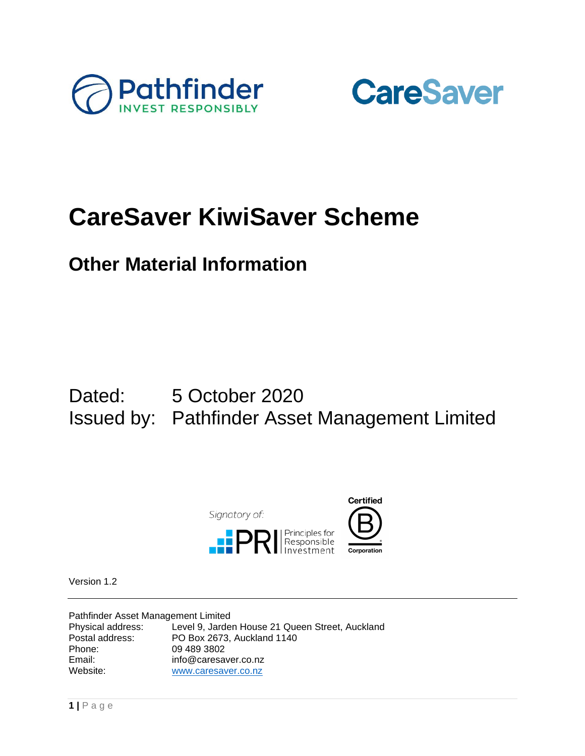# CareSaver KiwiSaver Scheme

## Other Material Information

Dated: 5 October 2020

Issued by: Pathfinder Asset Management Limited

Version 1.2

---

Pathfinder Asset Management Limited

| | |
|---|---|
| Physical address: | Level 9, Jarden House 21 Queen Street, Auckland |
| Postal address: | PO Box 2673, Auckland 1140 |
| Phone: | 09 489 3802 |
| Email: | info@caresaver.co.nz |
| Website: | www.caresaver.co.nz |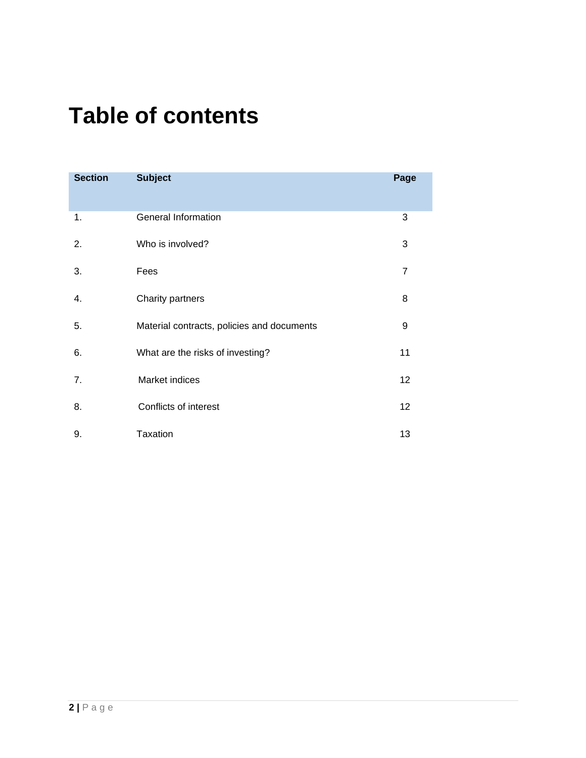# Table of contents

| Section | Subject | Page |
|---|---|---|
| 1. | General Information | 3 |
| 2. | Who is involved? | 3 |
| 3. | Fees | 7 |
| 4. | Charity partners | 8 |
| 5. | Material contracts, policies and documents | 9 |
| 6. | What are the risks of investing? | 11 |
| 7. | Market indices | 12 |
| 8. | Conflicts of interest | 12 |
| 9. | Taxation | 13 |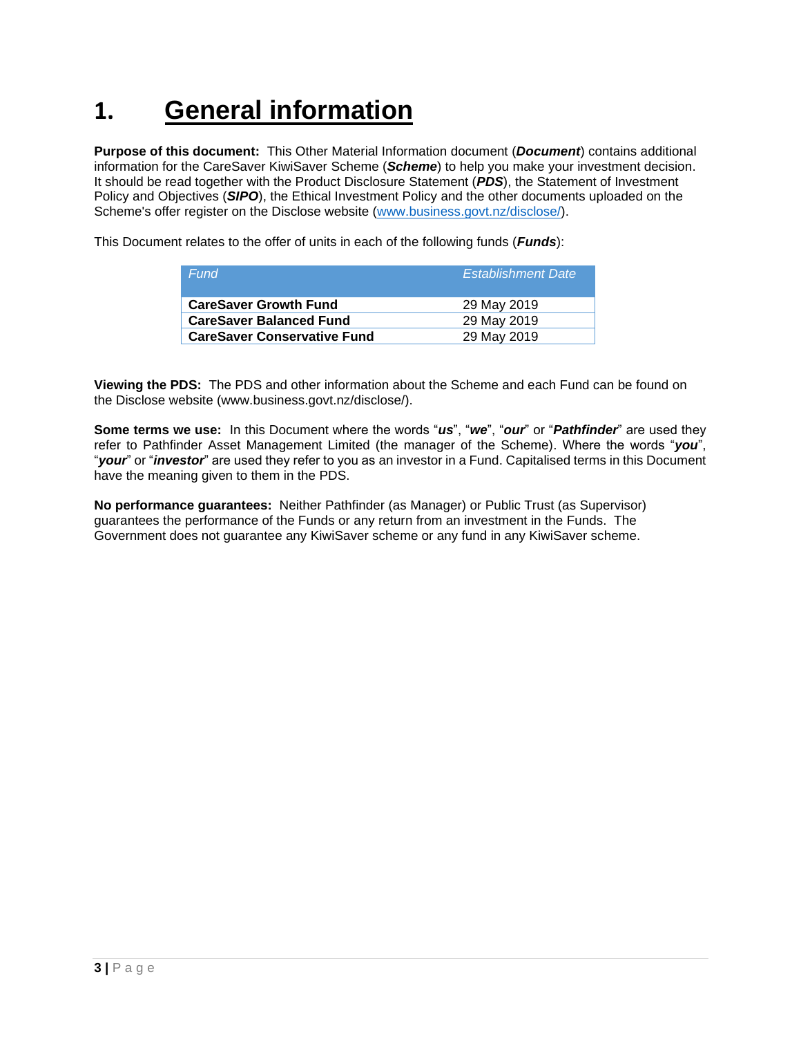# 1. General information

**Purpose of this document:** This Other Material Information document (***Document***) contains additional information for the CareSaver KiwiSaver Scheme (***Scheme***) to help you make your investment decision. It should be read together with the Product Disclosure Statement (***PDS***), the Statement of Investment Policy and Objectives (***SIPO***), the Ethical Investment Policy and the other documents uploaded on the Scheme's offer register on the Disclose website (www.business.govt.nz/disclose/).

This Document relates to the offer of units in each of the following funds (***Funds***):

| *Fund* | *Establishment Date* |
|---|---|
| **CareSaver Growth Fund** | 29 May 2019 |
| **CareSaver Balanced Fund** | 29 May 2019 |
| **CareSaver Conservative Fund** | 29 May 2019 |

**Viewing the PDS:** The PDS and other information about the Scheme and each Fund can be found on the Disclose website (www.business.govt.nz/disclose/).

**Some terms we use:** In this Document where the words "***us***", "***we***", "***our***" or "***Pathfinder***" are used they refer to Pathfinder Asset Management Limited (the manager of the Scheme). Where the words "***you***", "***your***" or "***investor***" are used they refer to you as an investor in a Fund. Capitalised terms in this Document have the meaning given to them in the PDS.

**No performance guarantees:** Neither Pathfinder (as Manager) or Public Trust (as Supervisor) guarantees the performance of the Funds or any return from an investment in the Funds. The Government does not guarantee any KiwiSaver scheme or any fund in any KiwiSaver scheme.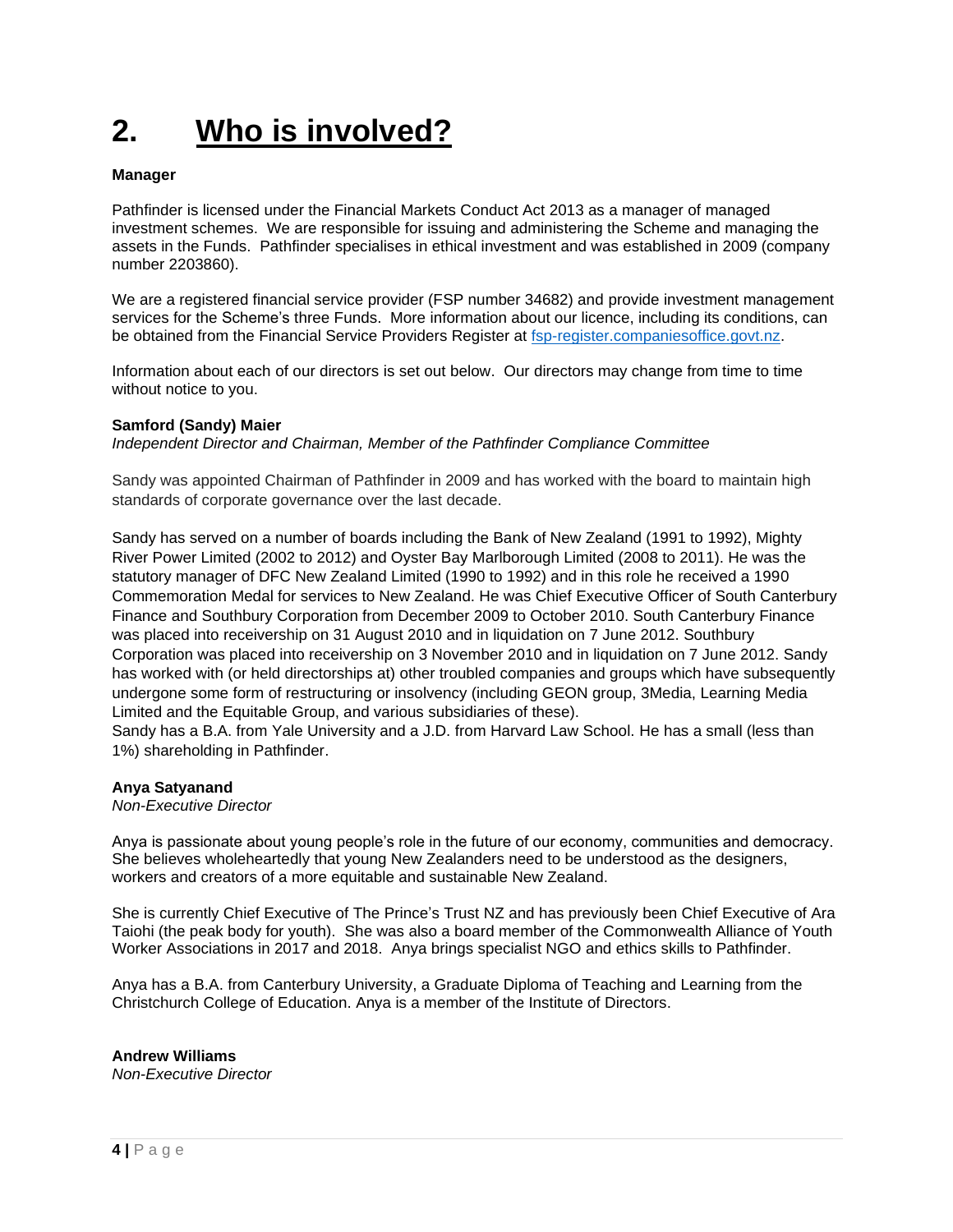# 2. Who is involved?

**Manager**

Pathfinder is licensed under the Financial Markets Conduct Act 2013 as a manager of managed investment schemes. We are responsible for issuing and administering the Scheme and managing the assets in the Funds. Pathfinder specialises in ethical investment and was established in 2009 (company number 2203860).

We are a registered financial service provider (FSP number 34682) and provide investment management services for the Scheme's three Funds. More information about our licence, including its conditions, can be obtained from the Financial Service Providers Register at [fsp-register.companiesoffice.govt.nz](fsp-register.companiesoffice.govt.nz).

Information about each of our directors is set out below. Our directors may change from time to time without notice to you.

**Samford (Sandy) Maier**
*Independent Director and Chairman, Member of the Pathfinder Compliance Committee*

Sandy was appointed Chairman of Pathfinder in 2009 and has worked with the board to maintain high standards of corporate governance over the last decade.

Sandy has served on a number of boards including the Bank of New Zealand (1991 to 1992), Mighty River Power Limited (2002 to 2012) and Oyster Bay Marlborough Limited (2008 to 2011). He was the statutory manager of DFC New Zealand Limited (1990 to 1992) and in this role he received a 1990 Commemoration Medal for services to New Zealand. He was Chief Executive Officer of South Canterbury Finance and Southbury Corporation from December 2009 to October 2010. South Canterbury Finance was placed into receivership on 31 August 2010 and in liquidation on 7 June 2012. Southbury Corporation was placed into receivership on 3 November 2010 and in liquidation on 7 June 2012. Sandy has worked with (or held directorships at) other troubled companies and groups which have subsequently undergone some form of restructuring or insolvency (including GEON group, 3Media, Learning Media Limited and the Equitable Group, and various subsidiaries of these).
Sandy has a B.A. from Yale University and a J.D. from Harvard Law School. He has a small (less than 1%) shareholding in Pathfinder.

**Anya Satyanand**
*Non-Executive Director*

Anya is passionate about young people's role in the future of our economy, communities and democracy. She believes wholeheartedly that young New Zealanders need to be understood as the designers, workers and creators of a more equitable and sustainable New Zealand.

She is currently Chief Executive of The Prince's Trust NZ and has previously been Chief Executive of Ara Taiohi (the peak body for youth). She was also a board member of the Commonwealth Alliance of Youth Worker Associations in 2017 and 2018. Anya brings specialist NGO and ethics skills to Pathfinder.

Anya has a B.A. from Canterbury University, a Graduate Diploma of Teaching and Learning from the Christchurch College of Education. Anya is a member of the Institute of Directors.

**Andrew Williams**
*Non-Executive Director*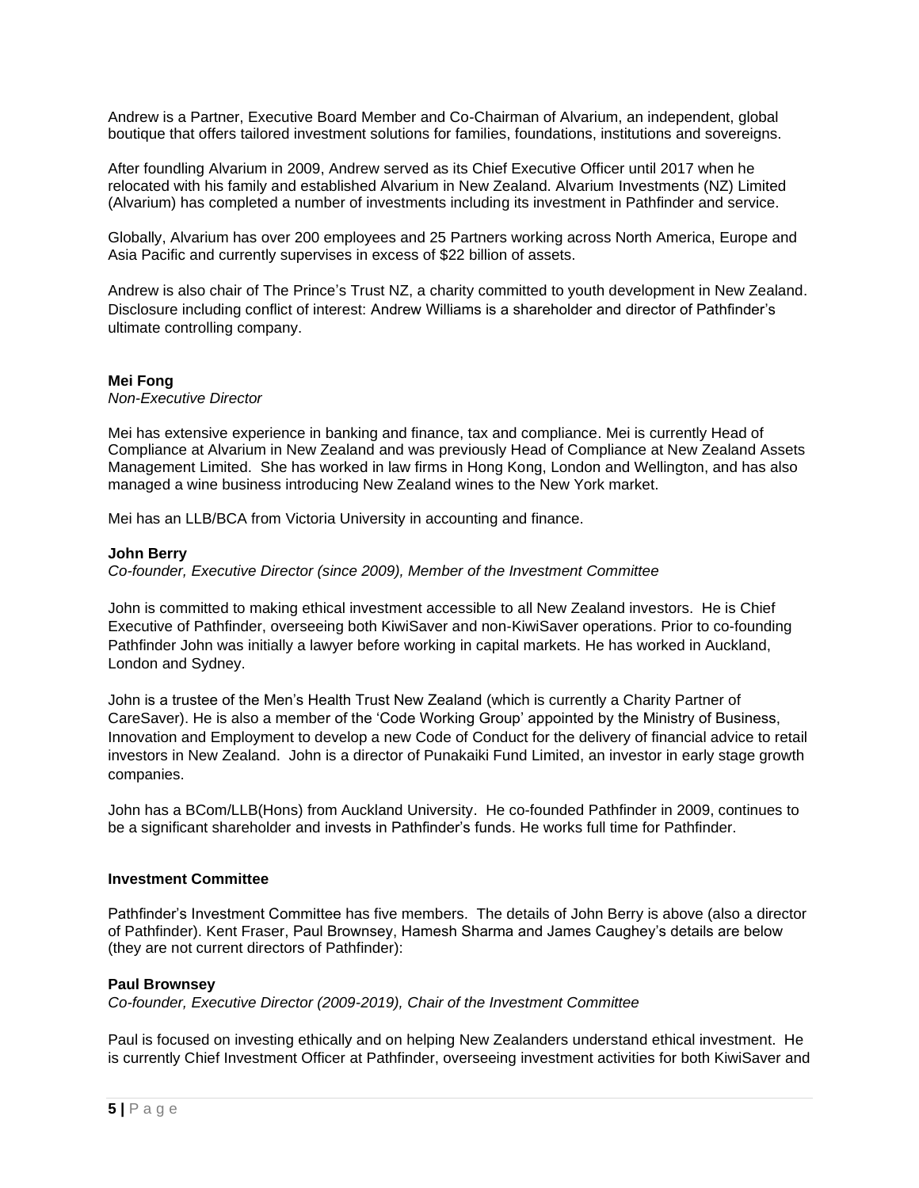Andrew is a Partner, Executive Board Member and Co-Chairman of Alvarium, an independent, global boutique that offers tailored investment solutions for families, foundations, institutions and sovereigns.

After foundling Alvarium in 2009, Andrew served as its Chief Executive Officer until 2017 when he relocated with his family and established Alvarium in New Zealand. Alvarium Investments (NZ) Limited (Alvarium) has completed a number of investments including its investment in Pathfinder and service.

Globally, Alvarium has over 200 employees and 25 Partners working across North America, Europe and Asia Pacific and currently supervises in excess of $22 billion of assets.

Andrew is also chair of The Prince's Trust NZ, a charity committed to youth development in New Zealand. Disclosure including conflict of interest: Andrew Williams is a shareholder and director of Pathfinder's ultimate controlling company.

**Mei Fong**
*Non-Executive Director*

Mei has extensive experience in banking and finance, tax and compliance. Mei is currently Head of Compliance at Alvarium in New Zealand and was previously Head of Compliance at New Zealand Assets Management Limited. She has worked in law firms in Hong Kong, London and Wellington, and has also managed a wine business introducing New Zealand wines to the New York market.

Mei has an LLB/BCA from Victoria University in accounting and finance.

**John Berry**
*Co-founder, Executive Director (since 2009), Member of the Investment Committee*

John is committed to making ethical investment accessible to all New Zealand investors. He is Chief Executive of Pathfinder, overseeing both KiwiSaver and non-KiwiSaver operations. Prior to co-founding Pathfinder John was initially a lawyer before working in capital markets. He has worked in Auckland, London and Sydney.

John is a trustee of the Men's Health Trust New Zealand (which is currently a Charity Partner of CareSaver). He is also a member of the 'Code Working Group' appointed by the Ministry of Business, Innovation and Employment to develop a new Code of Conduct for the delivery of financial advice to retail investors in New Zealand. John is a director of Punakaiki Fund Limited, an investor in early stage growth companies.

John has a BCom/LLB(Hons) from Auckland University. He co-founded Pathfinder in 2009, continues to be a significant shareholder and invests in Pathfinder's funds. He works full time for Pathfinder.

**Investment Committee**

Pathfinder's Investment Committee has five members. The details of John Berry is above (also a director of Pathfinder). Kent Fraser, Paul Brownsey, Hamesh Sharma and James Caughey's details are below (they are not current directors of Pathfinder):

**Paul Brownsey**
*Co-founder, Executive Director (2009-2019), Chair of the Investment Committee*

Paul is focused on investing ethically and on helping New Zealanders understand ethical investment. He is currently Chief Investment Officer at Pathfinder, overseeing investment activities for both KiwiSaver and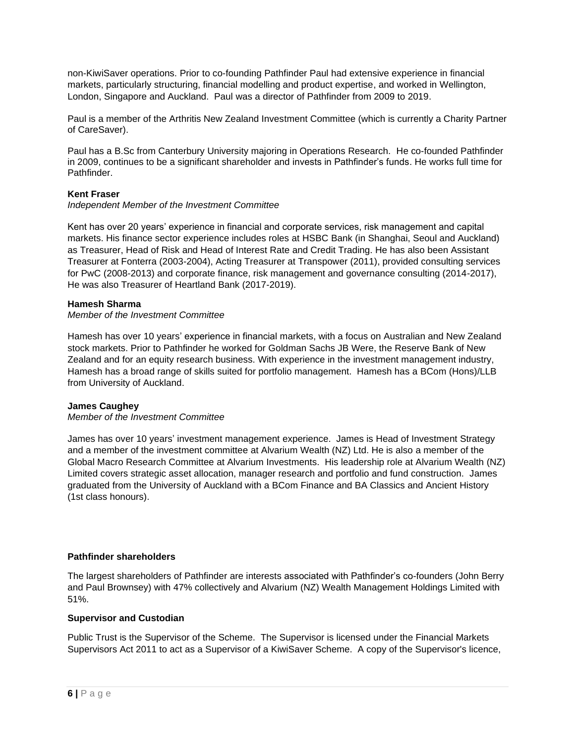non-KiwiSaver operations. Prior to co-founding Pathfinder Paul had extensive experience in financial markets, particularly structuring, financial modelling and product expertise, and worked in Wellington, London, Singapore and Auckland. Paul was a director of Pathfinder from 2009 to 2019.

Paul is a member of the Arthritis New Zealand Investment Committee (which is currently a Charity Partner of CareSaver).

Paul has a B.Sc from Canterbury University majoring in Operations Research. He co-founded Pathfinder in 2009, continues to be a significant shareholder and invests in Pathfinder's funds. He works full time for Pathfinder.

**Kent Fraser**
*Independent Member of the Investment Committee*

Kent has over 20 years' experience in financial and corporate services, risk management and capital markets. His finance sector experience includes roles at HSBC Bank (in Shanghai, Seoul and Auckland) as Treasurer, Head of Risk and Head of Interest Rate and Credit Trading. He has also been Assistant Treasurer at Fonterra (2003-2004), Acting Treasurer at Transpower (2011), provided consulting services for PwC (2008-2013) and corporate finance, risk management and governance consulting (2014-2017), He was also Treasurer of Heartland Bank (2017-2019).

**Hamesh Sharma**
*Member of the Investment Committee*

Hamesh has over 10 years' experience in financial markets, with a focus on Australian and New Zealand stock markets. Prior to Pathfinder he worked for Goldman Sachs JB Were, the Reserve Bank of New Zealand and for an equity research business. With experience in the investment management industry, Hamesh has a broad range of skills suited for portfolio management. Hamesh has a BCom (Hons)/LLB from University of Auckland.

**James Caughey**
*Member of the Investment Committee*

James has over 10 years' investment management experience. James is Head of Investment Strategy and a member of the investment committee at Alvarium Wealth (NZ) Ltd. He is also a member of the Global Macro Research Committee at Alvarium Investments. His leadership role at Alvarium Wealth (NZ) Limited covers strategic asset allocation, manager research and portfolio and fund construction. James graduated from the University of Auckland with a BCom Finance and BA Classics and Ancient History (1st class honours).

**Pathfinder shareholders**

The largest shareholders of Pathfinder are interests associated with Pathfinder's co-founders (John Berry and Paul Brownsey) with 47% collectively and Alvarium (NZ) Wealth Management Holdings Limited with 51%.

**Supervisor and Custodian**

Public Trust is the Supervisor of the Scheme. The Supervisor is licensed under the Financial Markets Supervisors Act 2011 to act as a Supervisor of a KiwiSaver Scheme. A copy of the Supervisor's licence,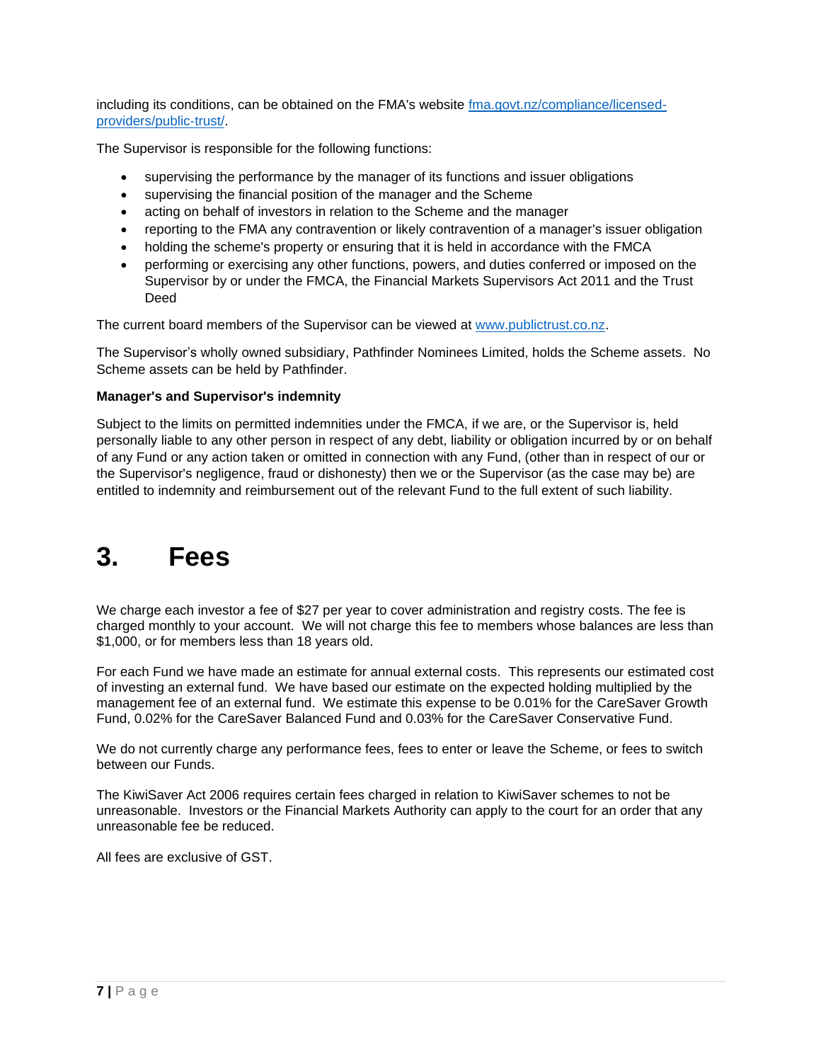including its conditions, can be obtained on the FMA's website [fma.govt.nz/compliance/licensed-providers/public-trust/](fma.govt.nz/compliance/licensed-providers/public-trust/).

The Supervisor is responsible for the following functions:

- supervising the performance by the manager of its functions and issuer obligations
- supervising the financial position of the manager and the Scheme
- acting on behalf of investors in relation to the Scheme and the manager
- reporting to the FMA any contravention or likely contravention of a manager's issuer obligation
- holding the scheme's property or ensuring that it is held in accordance with the FMCA
- performing or exercising any other functions, powers, and duties conferred or imposed on the Supervisor by or under the FMCA, the Financial Markets Supervisors Act 2011 and the Trust Deed

The current board members of the Supervisor can be viewed at [www.publictrust.co.nz](www.publictrust.co.nz).

The Supervisor's wholly owned subsidiary, Pathfinder Nominees Limited, holds the Scheme assets. No Scheme assets can be held by Pathfinder.

**Manager's and Supervisor's indemnity**

Subject to the limits on permitted indemnities under the FMCA, if we are, or the Supervisor is, held personally liable to any other person in respect of any debt, liability or obligation incurred by or on behalf of any Fund or any action taken or omitted in connection with any Fund, (other than in respect of our or the Supervisor's negligence, fraud or dishonesty) then we or the Supervisor (as the case may be) are entitled to indemnity and reimbursement out of the relevant Fund to the full extent of such liability.

# 3. Fees

We charge each investor a fee of $27 per year to cover administration and registry costs. The fee is charged monthly to your account. We will not charge this fee to members whose balances are less than $1,000, or for members less than 18 years old.

For each Fund we have made an estimate for annual external costs. This represents our estimated cost of investing an external fund. We have based our estimate on the expected holding multiplied by the management fee of an external fund. We estimate this expense to be 0.01% for the CareSaver Growth Fund, 0.02% for the CareSaver Balanced Fund and 0.03% for the CareSaver Conservative Fund.

We do not currently charge any performance fees, fees to enter or leave the Scheme, or fees to switch between our Funds.

The KiwiSaver Act 2006 requires certain fees charged in relation to KiwiSaver schemes to not be unreasonable. Investors or the Financial Markets Authority can apply to the court for an order that any unreasonable fee be reduced.

All fees are exclusive of GST.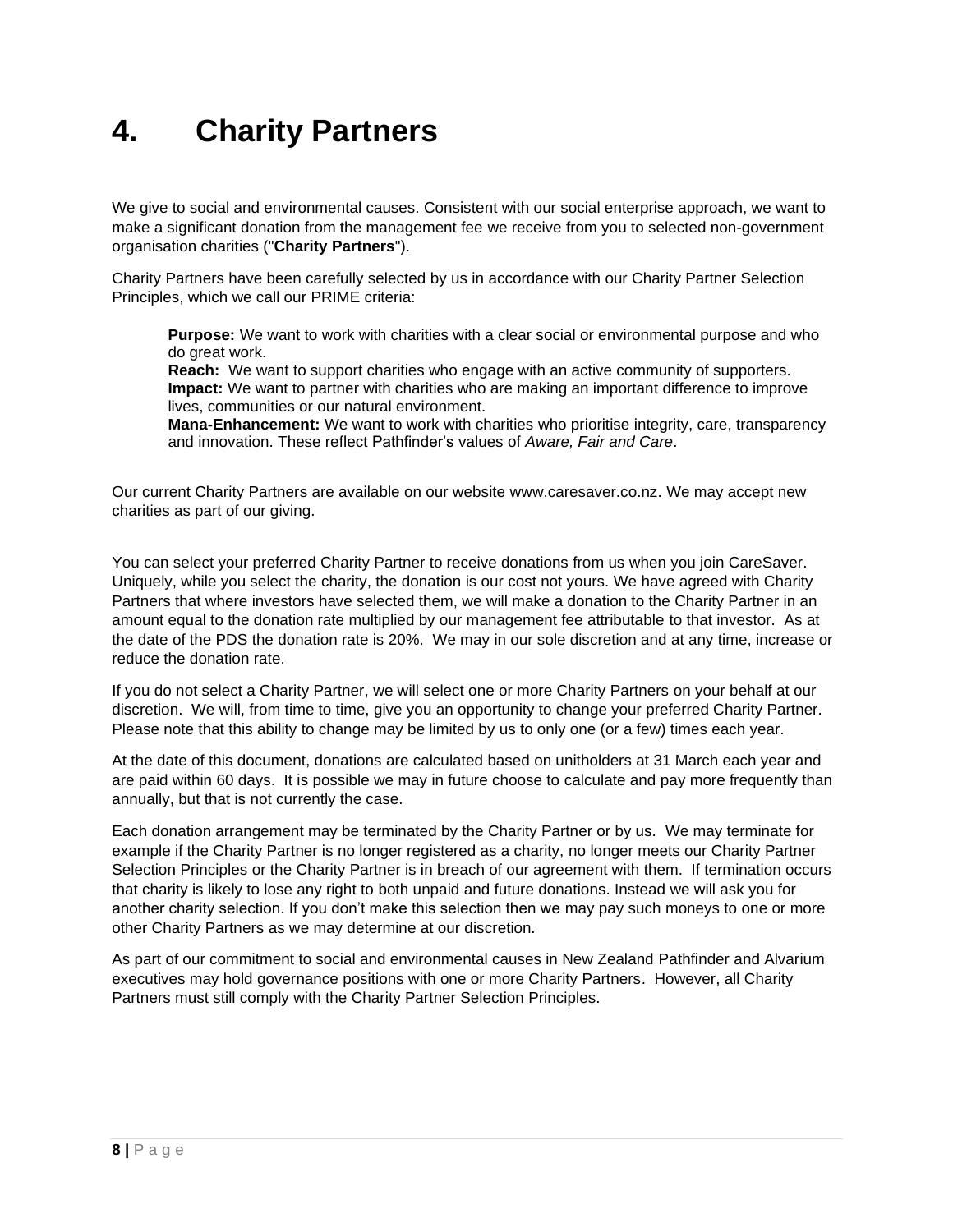# 4. Charity Partners

We give to social and environmental causes. Consistent with our social enterprise approach, we want to make a significant donation from the management fee we receive from you to selected non-government organisation charities ("**Charity Partners**").

Charity Partners have been carefully selected by us in accordance with our Charity Partner Selection Principles, which we call our PRIME criteria:

> **Purpose:** We want to work with charities with a clear social or environmental purpose and who do great work.
> **Reach:** We want to support charities who engage with an active community of supporters.
> **Impact:** We want to partner with charities who are making an important difference to improve lives, communities or our natural environment.
> **Mana-Enhancement:** We want to work with charities who prioritise integrity, care, transparency and innovation. These reflect Pathfinder's values of *Aware, Fair and Care*.

Our current Charity Partners are available on our website www.caresaver.co.nz. We may accept new charities as part of our giving.

You can select your preferred Charity Partner to receive donations from us when you join CareSaver. Uniquely, while you select the charity, the donation is our cost not yours. We have agreed with Charity Partners that where investors have selected them, we will make a donation to the Charity Partner in an amount equal to the donation rate multiplied by our management fee attributable to that investor. As at the date of the PDS the donation rate is 20%. We may in our sole discretion and at any time, increase or reduce the donation rate.

If you do not select a Charity Partner, we will select one or more Charity Partners on your behalf at our discretion. We will, from time to time, give you an opportunity to change your preferred Charity Partner. Please note that this ability to change may be limited by us to only one (or a few) times each year.

At the date of this document, donations are calculated based on unitholders at 31 March each year and are paid within 60 days. It is possible we may in future choose to calculate and pay more frequently than annually, but that is not currently the case.

Each donation arrangement may be terminated by the Charity Partner or by us. We may terminate for example if the Charity Partner is no longer registered as a charity, no longer meets our Charity Partner Selection Principles or the Charity Partner is in breach of our agreement with them. If termination occurs that charity is likely to lose any right to both unpaid and future donations. Instead we will ask you for another charity selection. If you don't make this selection then we may pay such moneys to one or more other Charity Partners as we may determine at our discretion.

As part of our commitment to social and environmental causes in New Zealand Pathfinder and Alvarium executives may hold governance positions with one or more Charity Partners. However, all Charity Partners must still comply with the Charity Partner Selection Principles.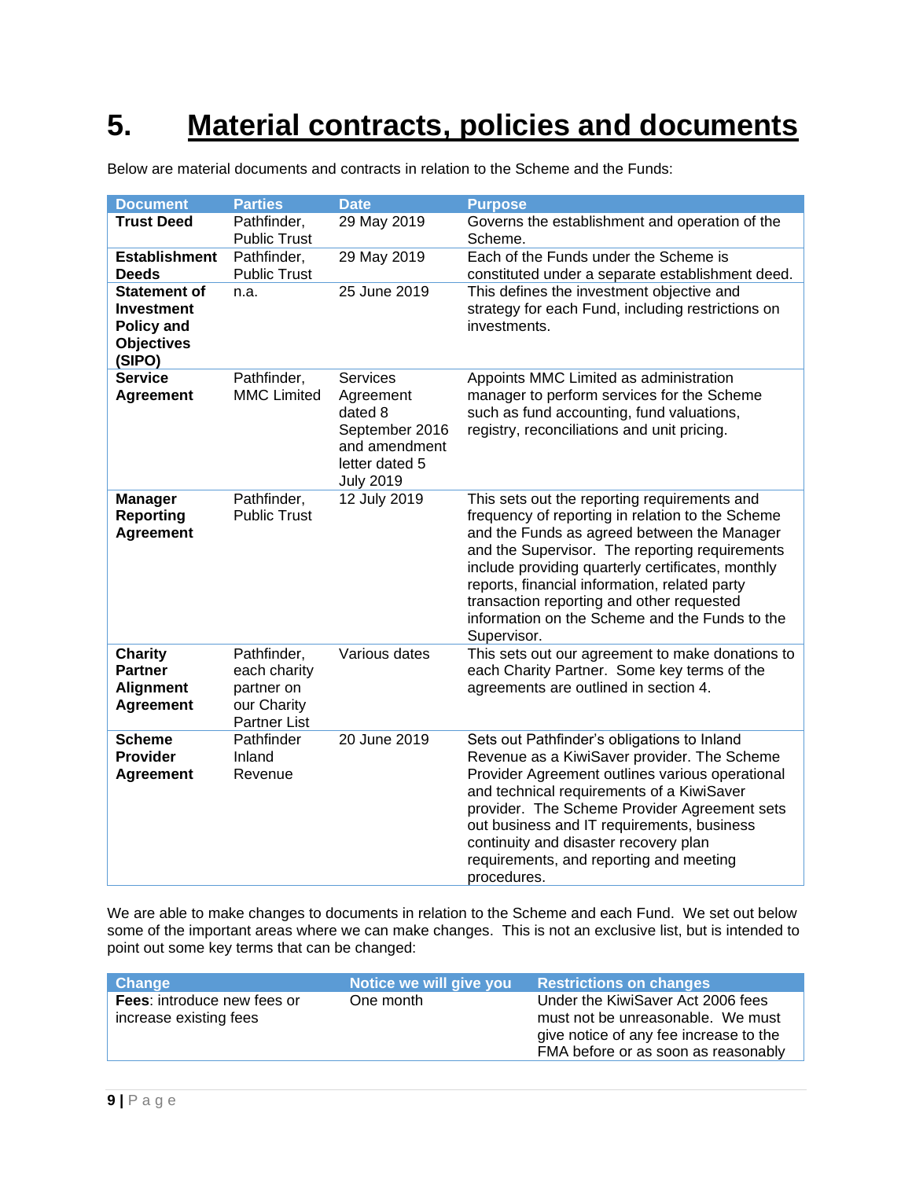# 5. Material contracts, policies and documents

Below are material documents and contracts in relation to the Scheme and the Funds:

| Document | Parties | Date | Purpose |
|---|---|---|---|
| **Trust Deed** | Pathfinder, Public Trust | 29 May 2019 | Governs the establishment and operation of the Scheme. |
| **Establishment Deeds** | Pathfinder, Public Trust | 29 May 2019 | Each of the Funds under the Scheme is constituted under a separate establishment deed. |
| **Statement of Investment Policy and Objectives (SIPO)** | n.a. | 25 June 2019 | This defines the investment objective and strategy for each Fund, including restrictions on investments. |
| **Service Agreement** | Pathfinder, MMC Limited | Services Agreement dated 8 September 2016 and amendment letter dated 5 July 2019 | Appoints MMC Limited as administration manager to perform services for the Scheme such as fund accounting, fund valuations, registry, reconciliations and unit pricing. |
| **Manager Reporting Agreement** | Pathfinder, Public Trust | 12 July 2019 | This sets out the reporting requirements and frequency of reporting in relation to the Scheme and the Funds as agreed between the Manager and the Supervisor. The reporting requirements include providing quarterly certificates, monthly reports, financial information, related party transaction reporting and other requested information on the Scheme and the Funds to the Supervisor. |
| **Charity Partner Alignment Agreement** | Pathfinder, each charity partner on our Charity Partner List | Various dates | This sets out our agreement to make donations to each Charity Partner. Some key terms of the agreements are outlined in section 4. |
| **Scheme Provider Agreement** | Pathfinder Inland Revenue | 20 June 2019 | Sets out Pathfinder's obligations to Inland Revenue as a KiwiSaver provider. The Scheme Provider Agreement outlines various operational and technical requirements of a KiwiSaver provider. The Scheme Provider Agreement sets out business and IT requirements, business continuity and disaster recovery plan requirements, and reporting and meeting procedures. |

We are able to make changes to documents in relation to the Scheme and each Fund. We set out below some of the important areas where we can make changes. This is not an exclusive list, but is intended to point out some key terms that can be changed:

| Change | Notice we will give you | Restrictions on changes |
|---|---|---|
| **Fees**: introduce new fees or increase existing fees | One month | Under the KiwiSaver Act 2006 fees must not be unreasonable. We must give notice of any fee increase to the FMA before or as soon as reasonably |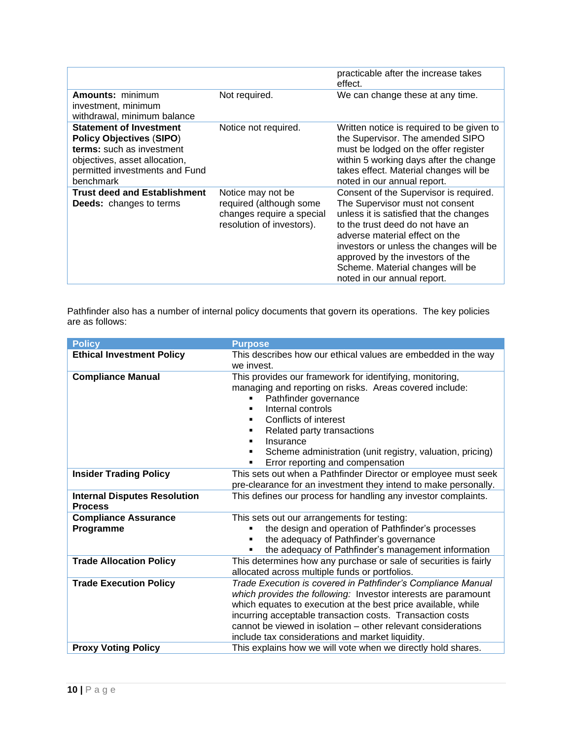| | | |
|---|---|---|
| | | practicable after the increase takes effect. |
| **Amounts:** minimum investment, minimum withdrawal, minimum balance | Not required. | We can change these at any time. |
| **Statement of Investment Policy Objectives (SIPO) terms:** such as investment objectives, asset allocation, permitted investments and Fund benchmark | Notice not required. | Written notice is required to be given to the Supervisor. The amended SIPO must be lodged on the offer register within 5 working days after the change takes effect. Material changes will be noted in our annual report. |
| **Trust deed and Establishment Deeds:** changes to terms | Notice may not be required (although some changes require a special resolution of investors). | Consent of the Supervisor is required. The Supervisor must not consent unless it is satisfied that the changes to the trust deed do not have an adverse material effect on the investors or unless the changes will be approved by the investors of the Scheme. Material changes will be noted in our annual report. |

Pathfinder also has a number of internal policy documents that govern its operations. The key policies are as follows:

| Policy | Purpose |
|---|---|
| **Ethical Investment Policy** | This describes how our ethical values are embedded in the way we invest. |
| **Compliance Manual** | This provides our framework for identifying, monitoring, managing and reporting on risks. Areas covered include:<br>▪ Pathfinder governance<br>▪ Internal controls<br>▪ Conflicts of interest<br>▪ Related party transactions<br>▪ Insurance<br>▪ Scheme administration (unit registry, valuation, pricing)<br>▪ Error reporting and compensation |
| **Insider Trading Policy** | This sets out when a Pathfinder Director or employee must seek pre-clearance for an investment they intend to make personally. |
| **Internal Disputes Resolution Process** | This defines our process for handling any investor complaints. |
| **Compliance Assurance Programme** | This sets out our arrangements for testing:<br>▪ the design and operation of Pathfinder's processes<br>▪ the adequacy of Pathfinder's governance<br>▪ the adequacy of Pathfinder's management information |
| **Trade Allocation Policy** | This determines how any purchase or sale of securities is fairly allocated across multiple funds or portfolios. |
| **Trade Execution Policy** | *Trade Execution is covered in Pathfinder's Compliance Manual which provides the following:* Investor interests are paramount which equates to execution at the best price available, while incurring acceptable transaction costs. Transaction costs cannot be viewed in isolation – other relevant considerations include tax considerations and market liquidity. |
| **Proxy Voting Policy** | This explains how we will vote when we directly hold shares. |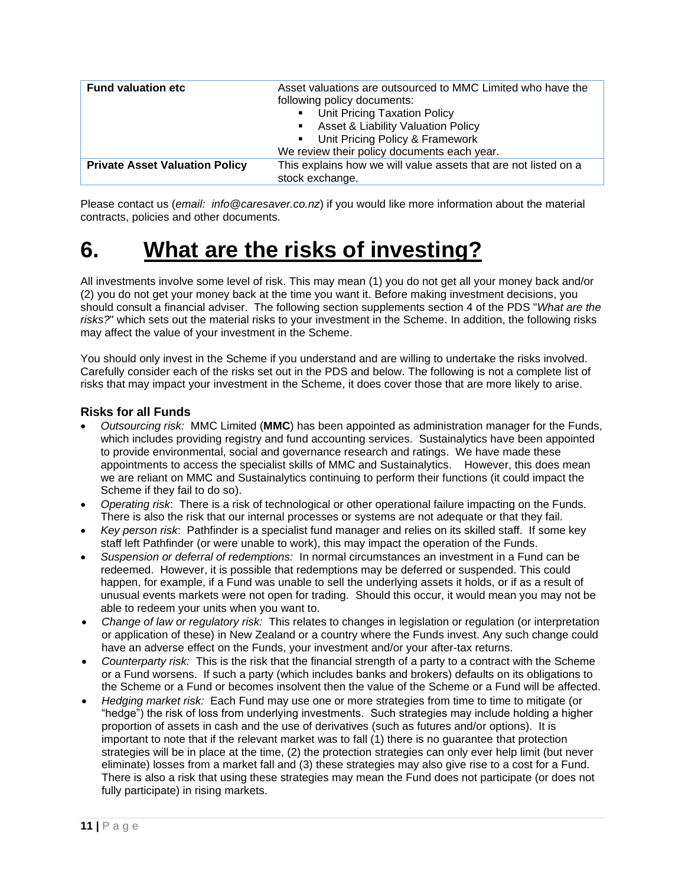| | |
|---|---|
| **Fund valuation etc** | Asset valuations are outsourced to MMC Limited who have the following policy documents:<br>▪ Unit Pricing Taxation Policy<br>▪ Asset & Liability Valuation Policy<br>▪ Unit Pricing Policy & Framework<br>We review their policy documents each year. |
| **Private Asset Valuation Policy** | This explains how we will value assets that are not listed on a stock exchange. |

Please contact us (*email: info@caresaver.co.nz*) if you would like more information about the material contracts, policies and other documents.

# 6. What are the risks of investing?

All investments involve some level of risk. This may mean (1) you do not get all your money back and/or (2) you do not get your money back at the time you want it. Before making investment decisions, you should consult a financial adviser. The following section supplements section 4 of the PDS "*What are the risks?*" which sets out the material risks to your investment in the Scheme. In addition, the following risks may affect the value of your investment in the Scheme.

You should only invest in the Scheme if you understand and are willing to undertake the risks involved. Carefully consider each of the risks set out in the PDS and below. The following is not a complete list of risks that may impact your investment in the Scheme, it does cover those that are more likely to arise.

### Risks for all Funds

- *Outsourcing risk:* MMC Limited (**MMC**) has been appointed as administration manager for the Funds, which includes providing registry and fund accounting services. Sustainalytics have been appointed to provide environmental, social and governance research and ratings. We have made these appointments to access the specialist skills of MMC and Sustainalytics. However, this does mean we are reliant on MMC and Sustainalytics continuing to perform their functions (it could impact the Scheme if they fail to do so).
- *Operating risk*: There is a risk of technological or other operational failure impacting on the Funds. There is also the risk that our internal processes or systems are not adequate or that they fail.
- *Key person risk*: Pathfinder is a specialist fund manager and relies on its skilled staff. If some key staff left Pathfinder (or were unable to work), this may impact the operation of the Funds.
- *Suspension or deferral of redemptions:* In normal circumstances an investment in a Fund can be redeemed. However, it is possible that redemptions may be deferred or suspended. This could happen, for example, if a Fund was unable to sell the underlying assets it holds, or if as a result of unusual events markets were not open for trading. Should this occur, it would mean you may not be able to redeem your units when you want to.
- *Change of law or regulatory risk:* This relates to changes in legislation or regulation (or interpretation or application of these) in New Zealand or a country where the Funds invest. Any such change could have an adverse effect on the Funds, your investment and/or your after-tax returns.
- *Counterparty risk:* This is the risk that the financial strength of a party to a contract with the Scheme or a Fund worsens. If such a party (which includes banks and brokers) defaults on its obligations to the Scheme or a Fund or becomes insolvent then the value of the Scheme or a Fund will be affected.
- *Hedging market risk:* Each Fund may use one or more strategies from time to time to mitigate (or "hedge") the risk of loss from underlying investments. Such strategies may include holding a higher proportion of assets in cash and the use of derivatives (such as futures and/or options). It is important to note that if the relevant market was to fall (1) there is no guarantee that protection strategies will be in place at the time, (2) the protection strategies can only ever help limit (but never eliminate) losses from a market fall and (3) these strategies may also give rise to a cost for a Fund. There is also a risk that using these strategies may mean the Fund does not participate (or does not fully participate) in rising markets.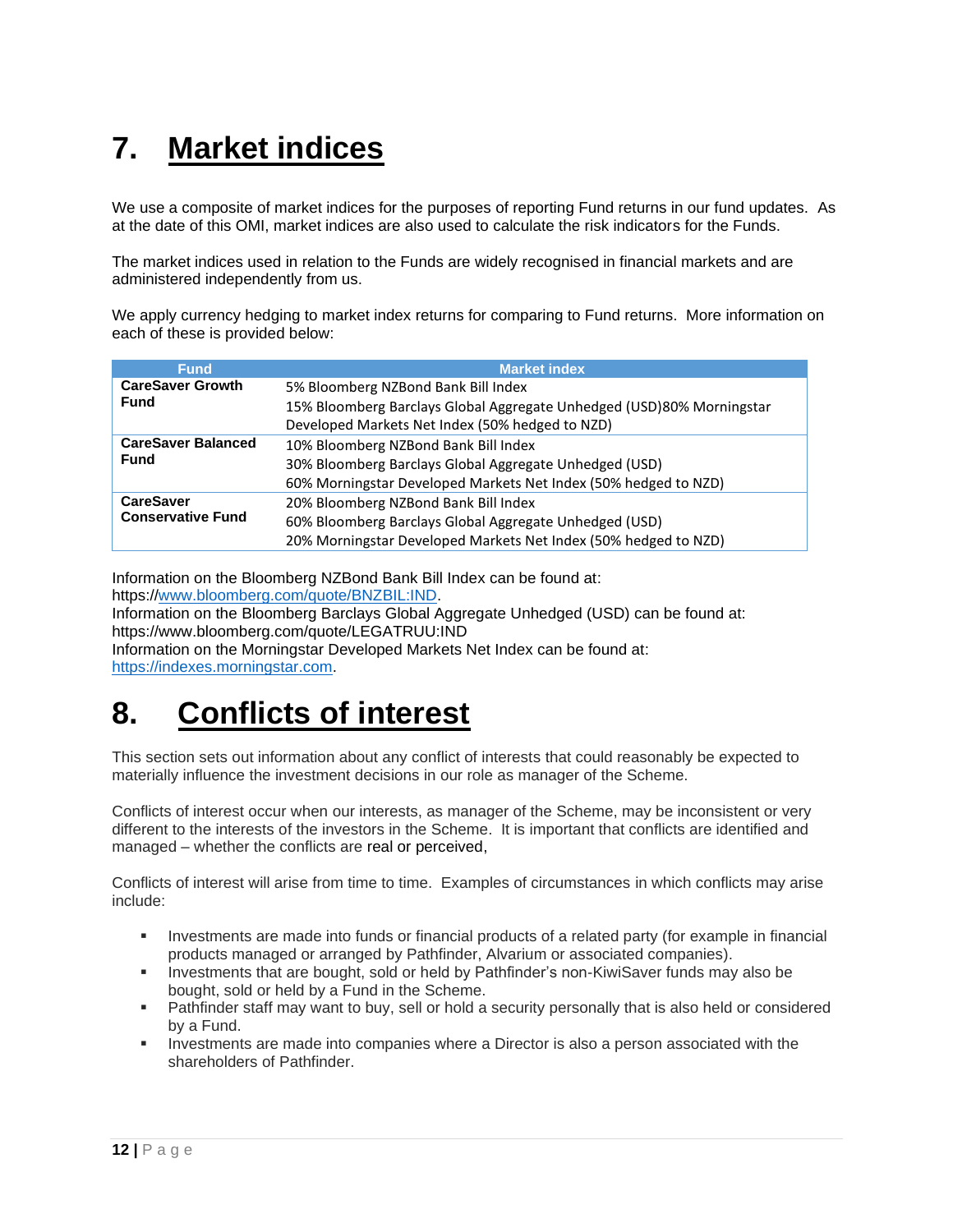# 7. Market indices

We use a composite of market indices for the purposes of reporting Fund returns in our fund updates. As at the date of this OMI, market indices are also used to calculate the risk indicators for the Funds.

The market indices used in relation to the Funds are widely recognised in financial markets and are administered independently from us.

We apply currency hedging to market index returns for comparing to Fund returns. More information on each of these is provided below:

| Fund | Market index |
|---|---|
| **CareSaver Growth Fund** | 5% Bloomberg NZBond Bank Bill Index<br>15% Bloomberg Barclays Global Aggregate Unhedged (USD)80% Morningstar Developed Markets Net Index (50% hedged to NZD) |
| **CareSaver Balanced Fund** | 10% Bloomberg NZBond Bank Bill Index<br>30% Bloomberg Barclays Global Aggregate Unhedged (USD)<br>60% Morningstar Developed Markets Net Index (50% hedged to NZD) |
| **CareSaver Conservative Fund** | 20% Bloomberg NZBond Bank Bill Index<br>60% Bloomberg Barclays Global Aggregate Unhedged (USD)<br>20% Morningstar Developed Markets Net Index (50% hedged to NZD) |

Information on the Bloomberg NZBond Bank Bill Index can be found at: https://www.bloomberg.com/quote/BNZBIL:IND.
Information on the Bloomberg Barclays Global Aggregate Unhedged (USD) can be found at: https://www.bloomberg.com/quote/LEGATRUU:IND
Information on the Morningstar Developed Markets Net Index can be found at: https://indexes.morningstar.com.

# 8. Conflicts of interest

This section sets out information about any conflict of interests that could reasonably be expected to materially influence the investment decisions in our role as manager of the Scheme.

Conflicts of interest occur when our interests, as manager of the Scheme, may be inconsistent or very different to the interests of the investors in the Scheme. It is important that conflicts are identified and managed – whether the conflicts are real or perceived,

Conflicts of interest will arise from time to time. Examples of circumstances in which conflicts may arise include:

- Investments are made into funds or financial products of a related party (for example in financial products managed or arranged by Pathfinder, Alvarium or associated companies).
- Investments that are bought, sold or held by Pathfinder's non-KiwiSaver funds may also be bought, sold or held by a Fund in the Scheme.
- Pathfinder staff may want to buy, sell or hold a security personally that is also held or considered by a Fund.
- Investments are made into companies where a Director is also a person associated with the shareholders of Pathfinder.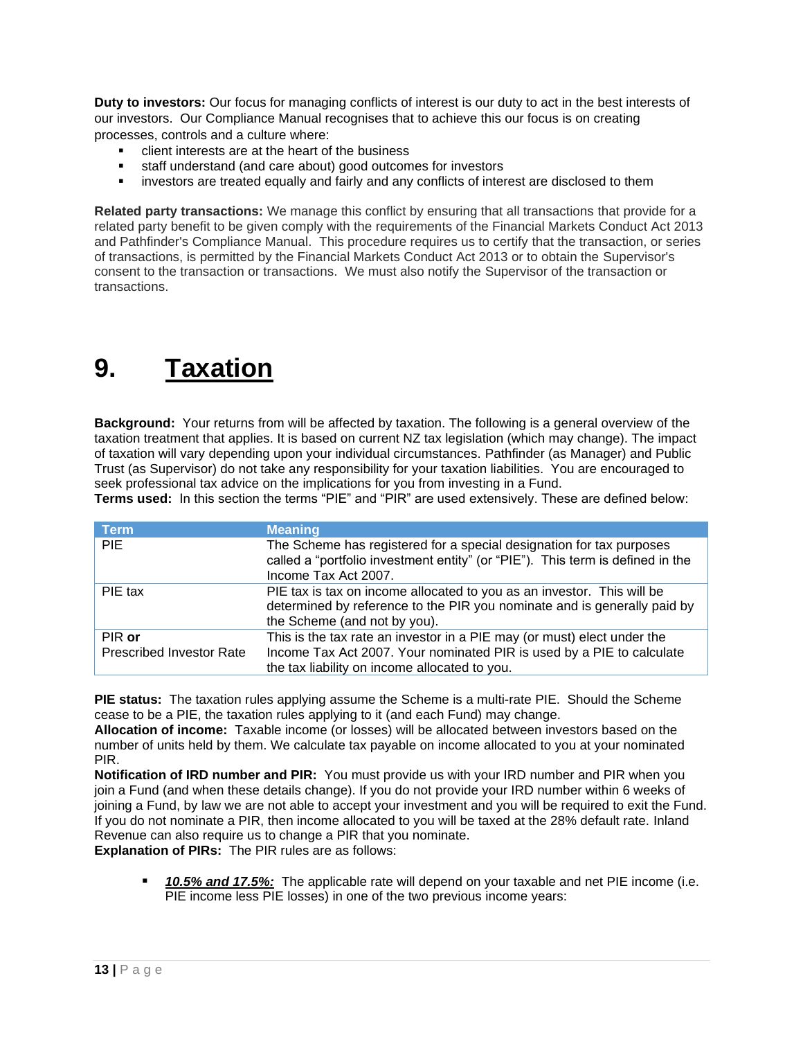**Duty to investors:** Our focus for managing conflicts of interest is our duty to act in the best interests of our investors. Our Compliance Manual recognises that to achieve this our focus is on creating processes, controls and a culture where:

- client interests are at the heart of the business
- staff understand (and care about) good outcomes for investors
- investors are treated equally and fairly and any conflicts of interest are disclosed to them

**Related party transactions:** We manage this conflict by ensuring that all transactions that provide for a related party benefit to be given comply with the requirements of the Financial Markets Conduct Act 2013 and Pathfinder's Compliance Manual. This procedure requires us to certify that the transaction, or series of transactions, is permitted by the Financial Markets Conduct Act 2013 or to obtain the Supervisor's consent to the transaction or transactions. We must also notify the Supervisor of the transaction or transactions.

# 9. Taxation

**Background:** Your returns from will be affected by taxation. The following is a general overview of the taxation treatment that applies. It is based on current NZ tax legislation (which may change). The impact of taxation will vary depending upon your individual circumstances. Pathfinder (as Manager) and Public Trust (as Supervisor) do not take any responsibility for your taxation liabilities. You are encouraged to seek professional tax advice on the implications for you from investing in a Fund.

**Terms used:** In this section the terms "PIE" and "PIR" are used extensively. These are defined below:

| Term | Meaning |
| --- | --- |
| PIE | The Scheme has registered for a special designation for tax purposes called a "portfolio investment entity" (or "PIE"). This term is defined in the Income Tax Act 2007. |
| PIE tax | PIE tax is tax on income allocated to you as an investor. This will be determined by reference to the PIR you nominate and is generally paid by the Scheme (and not by you). |
| PIR **or** Prescribed Investor Rate | This is the tax rate an investor in a PIE may (or must) elect under the Income Tax Act 2007. Your nominated PIR is used by a PIE to calculate the tax liability on income allocated to you. |

**PIE status:** The taxation rules applying assume the Scheme is a multi-rate PIE. Should the Scheme cease to be a PIE, the taxation rules applying to it (and each Fund) may change.

**Allocation of income:** Taxable income (or losses) will be allocated between investors based on the number of units held by them. We calculate tax payable on income allocated to you at your nominated PIR.

**Notification of IRD number and PIR:** You must provide us with your IRD number and PIR when you join a Fund (and when these details change). If you do not provide your IRD number within 6 weeks of joining a Fund, by law we are not able to accept your investment and you will be required to exit the Fund. If you do not nominate a PIR, then income allocated to you will be taxed at the 28% default rate. Inland Revenue can also require us to change a PIR that you nominate.

**Explanation of PIRs:** The PIR rules are as follows:

- ***<u>10.5% and 17.5%:</u>*** The applicable rate will depend on your taxable and net PIE income (i.e. PIE income less PIE losses) in one of the two previous income years: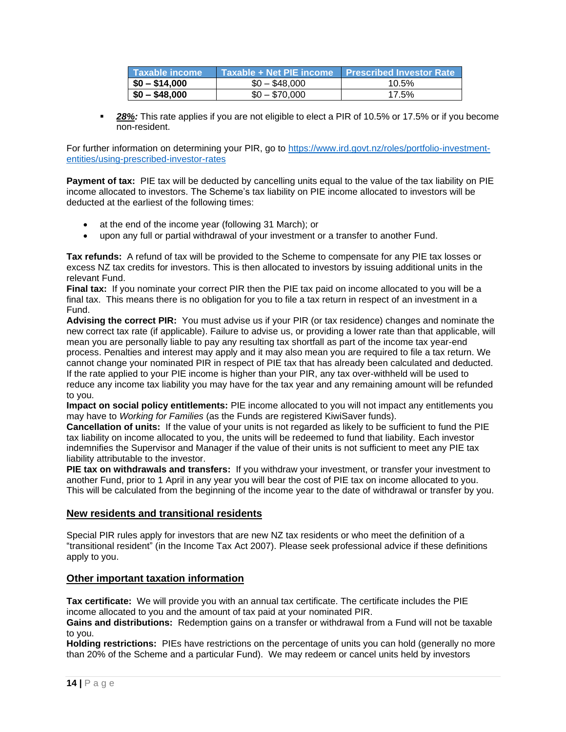| Taxable income | Taxable + Net PIE income | Prescribed Investor Rate |
|---|---|---|
| **$0 – $14,000** | $0 – $48,000 | 10.5% |
| **$0 – $48,000** | $0 – $70,000 | 17.5% |

- ***28%:*** This rate applies if you are not eligible to elect a PIR of 10.5% or 17.5% or if you become non-resident.

For further information on determining your PIR, go to [https://www.ird.govt.nz/roles/portfolio-investment-entities/using-prescribed-investor-rates](https://www.ird.govt.nz/roles/portfolio-investment-entities/using-prescribed-investor-rates)

**Payment of tax:** PIE tax will be deducted by cancelling units equal to the value of the tax liability on PIE income allocated to investors. The Scheme's tax liability on PIE income allocated to investors will be deducted at the earliest of the following times:

- at the end of the income year (following 31 March); or
- upon any full or partial withdrawal of your investment or a transfer to another Fund.

**Tax refunds:** A refund of tax will be provided to the Scheme to compensate for any PIE tax losses or excess NZ tax credits for investors. This is then allocated to investors by issuing additional units in the relevant Fund.

**Final tax:** If you nominate your correct PIR then the PIE tax paid on income allocated to you will be a final tax. This means there is no obligation for you to file a tax return in respect of an investment in a Fund.

**Advising the correct PIR:** You must advise us if your PIR (or tax residence) changes and nominate the new correct tax rate (if applicable). Failure to advise us, or providing a lower rate than that applicable, will mean you are personally liable to pay any resulting tax shortfall as part of the income tax year-end process. Penalties and interest may apply and it may also mean you are required to file a tax return. We cannot change your nominated PIR in respect of PIE tax that has already been calculated and deducted. If the rate applied to your PIE income is higher than your PIR, any tax over-withheld will be used to reduce any income tax liability you may have for the tax year and any remaining amount will be refunded to you.

**Impact on social policy entitlements:** PIE income allocated to you will not impact any entitlements you may have to *Working for Families* (as the Funds are registered KiwiSaver funds).

**Cancellation of units:** If the value of your units is not regarded as likely to be sufficient to fund the PIE tax liability on income allocated to you, the units will be redeemed to fund that liability. Each investor indemnifies the Supervisor and Manager if the value of their units is not sufficient to meet any PIE tax liability attributable to the investor.

**PIE tax on withdrawals and transfers:** If you withdraw your investment, or transfer your investment to another Fund, prior to 1 April in any year you will bear the cost of PIE tax on income allocated to you. This will be calculated from the beginning of the income year to the date of withdrawal or transfer by you.

## New residents and transitional residents

Special PIR rules apply for investors that are new NZ tax residents or who meet the definition of a "transitional resident" (in the Income Tax Act 2007). Please seek professional advice if these definitions apply to you.

## Other important taxation information

**Tax certificate:** We will provide you with an annual tax certificate. The certificate includes the PIE income allocated to you and the amount of tax paid at your nominated PIR.

**Gains and distributions:** Redemption gains on a transfer or withdrawal from a Fund will not be taxable to you.

**Holding restrictions:** PIEs have restrictions on the percentage of units you can hold (generally no more than 20% of the Scheme and a particular Fund). We may redeem or cancel units held by investors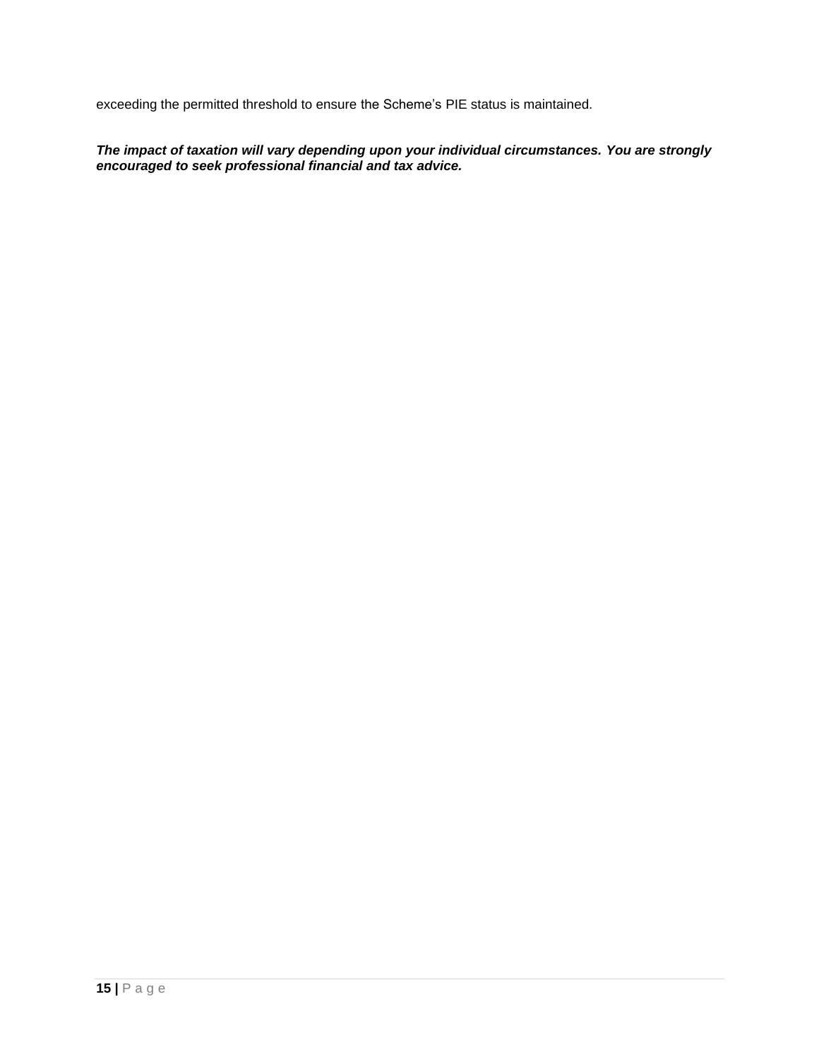exceeding the permitted threshold to ensure the Scheme's PIE status is maintained.

***The impact of taxation will vary depending upon your individual circumstances. You are strongly encouraged to seek professional financial and tax advice.***